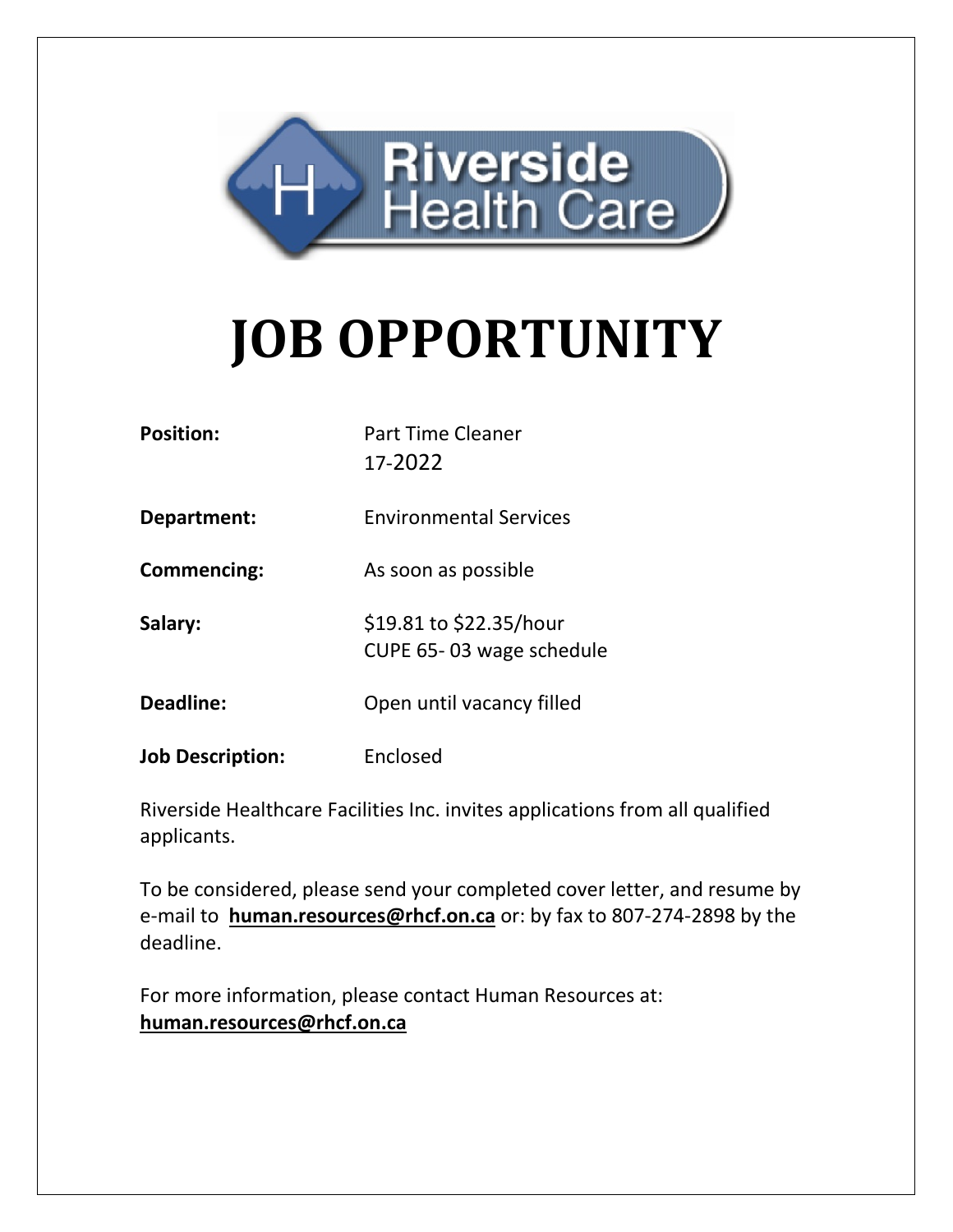Riverside Health Care

# JOB OPPORTUNITY

| | |
|---|---|
| **Position:** | Part Time Cleaner<br>17-2022 |
| **Department:** | Environmental Services |
| **Commencing:** | As soon as possible |
| **Salary:** | $19.81 to $22.35/hour<br>CUPE 65- 03 wage schedule |
| **Deadline:** | Open until vacancy filled |
| **Job Description:** | Enclosed |

Riverside Healthcare Facilities Inc. invites applications from all qualified applicants.

To be considered, please send your completed cover letter, and resume by e-mail to **human.resources@rhcf.on.ca** or: by fax to 807-274-2898 by the deadline.

For more information, please contact Human Resources at: **human.resources@rhcf.on.ca**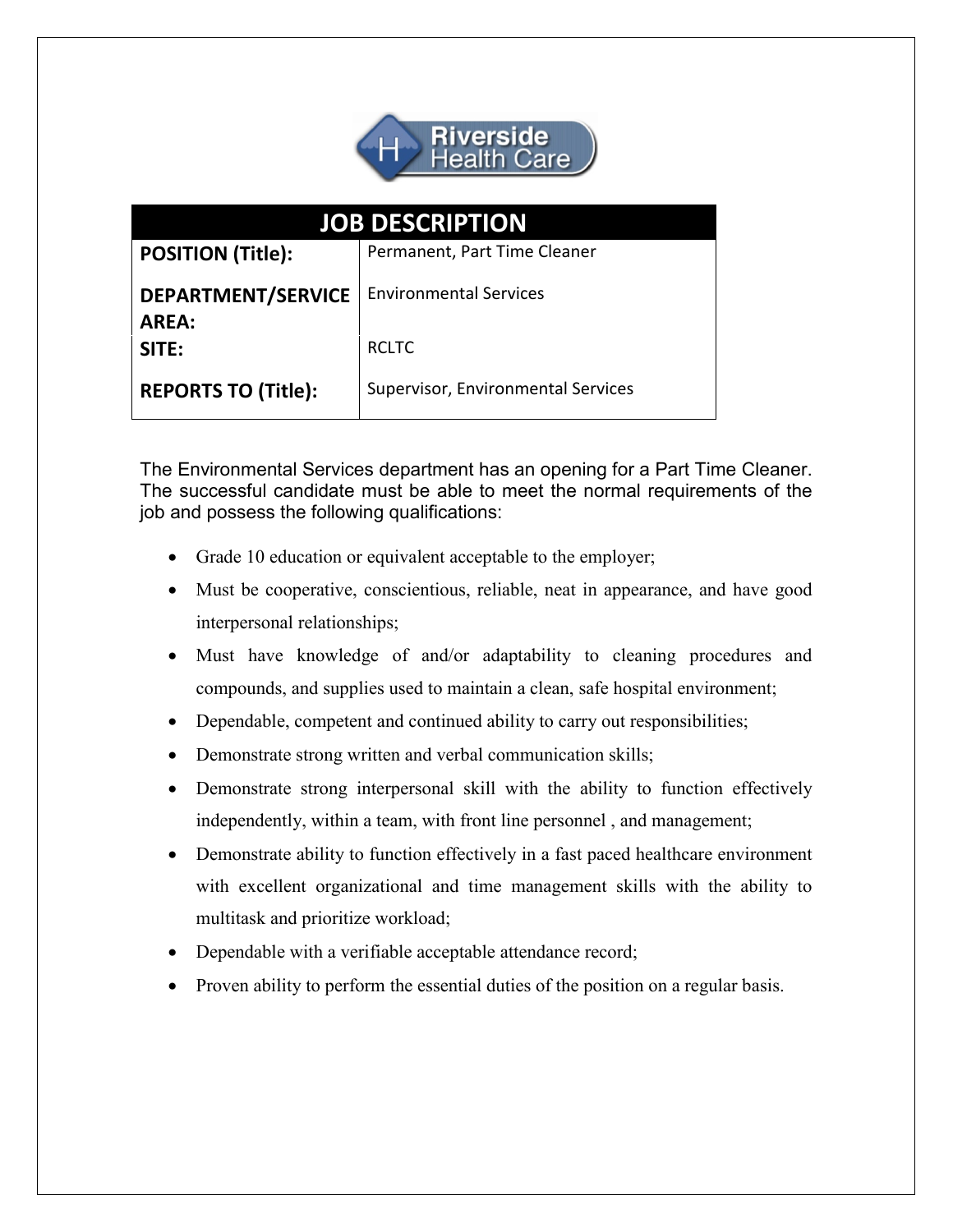Riverside Health Care

| JOB DESCRIPTION | |
|---|---|
| **POSITION (Title):** | Permanent, Part Time Cleaner |
| **DEPARTMENT/SERVICE AREA:** | Environmental Services |
| **SITE:** | RCLTC |
| **REPORTS TO (Title):** | Supervisor, Environmental Services |

The Environmental Services department has an opening for a Part Time Cleaner. The successful candidate must be able to meet the normal requirements of the job and possess the following qualifications:

- Grade 10 education or equivalent acceptable to the employer;
- Must be cooperative, conscientious, reliable, neat in appearance, and have good interpersonal relationships;
- Must have knowledge of and/or adaptability to cleaning procedures and compounds, and supplies used to maintain a clean, safe hospital environment;
- Dependable, competent and continued ability to carry out responsibilities;
- Demonstrate strong written and verbal communication skills;
- Demonstrate strong interpersonal skill with the ability to function effectively independently, within a team, with front line personnel , and management;
- Demonstrate ability to function effectively in a fast paced healthcare environment with excellent organizational and time management skills with the ability to multitask and prioritize workload;
- Dependable with a verifiable acceptable attendance record;
- Proven ability to perform the essential duties of the position on a regular basis.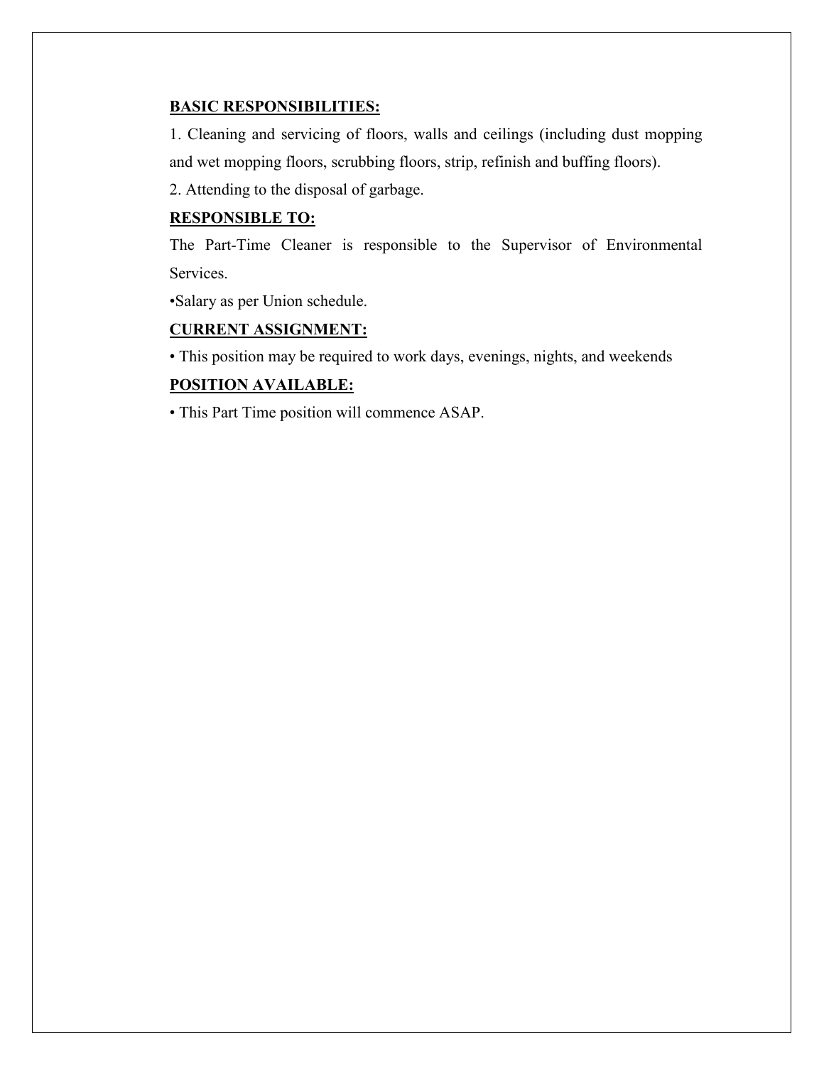**BASIC RESPONSIBILITIES:**

1. Cleaning and servicing of floors, walls and ceilings (including dust mopping and wet mopping floors, scrubbing floors, strip, refinish and buffing floors).
2. Attending to the disposal of garbage.

**RESPONSIBLE TO:**

The Part-Time Cleaner is responsible to the Supervisor of Environmental Services.

•Salary as per Union schedule.

**CURRENT ASSIGNMENT:**

• This position may be required to work days, evenings, nights, and weekends

**POSITION AVAILABLE:**

• This Part Time position will commence ASAP.